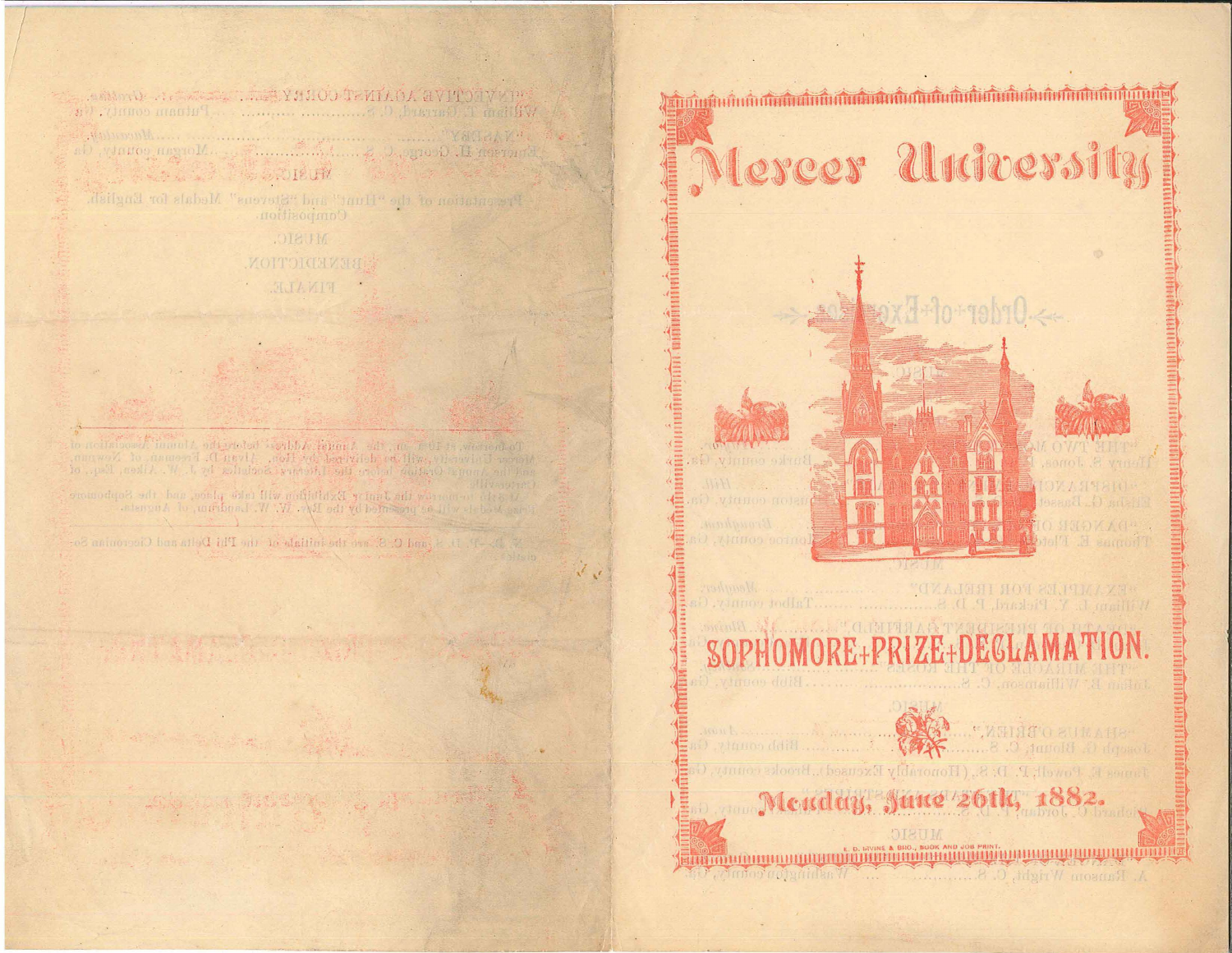# Mercer University

# SOPHOMORE PRIZE DECLAMATION.

## Monday, June 26th, 1882.

E. D. IRVINE & BRO., BOOK AND JOB PRINT.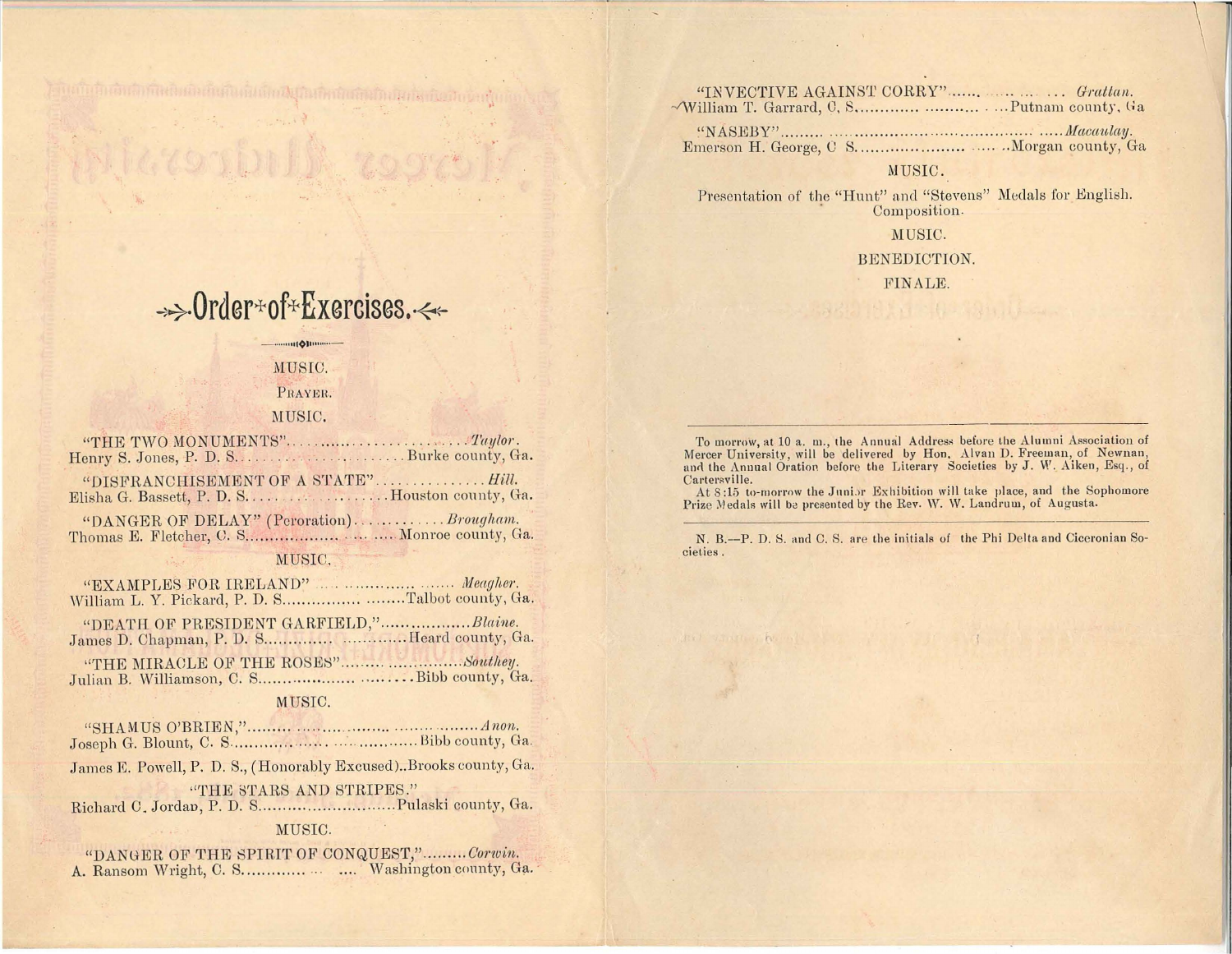## Order of Exercises.

MUSIC.

PRAYER.

MUSIC.

"THE TWO MONUMENTS" ........ *Taylor*.
Henry S. Jones, P. D. S. ........ Burke county, Ga.

"DISFRANCHISEMENT OF A STATE" ........ *Hill*.
Elisha G. Bassett, P. D. S. ........ Houston county, Ga.

"DANGER OF DELAY" (Peroration) ........ *Brougham*.
Thomas E. Fletcher, C. S. ........ Monroe county, Ga.

MUSIC.

"EXAMPLES FOR IRELAND" ........ *Meagher*.
William L. Y. Pickard, P. D. S. ........ Talbot county, Ga.

"DEATH OF PRESIDENT GARFIELD," ........ *Blaine*.
James D. Chapman, P. D. S. ........ Heard county, Ga.

"THE MIRACLE OF THE ROSES" ........ *Southey*.
Julian B. Williamson, C. S. ........ Bibb county, Ga.

MUSIC.

"SHAMUS O'BRIEN," ........ *Anon*.
Joseph G. Blount, C. S. ........ Bibb county, Ga.

James E. Powell, P. D. S., (Honorably Excused)..Brooks county, Ga.

"THE STARS AND STRIPES."
Richard C. Jordan, P. D. S. ........ Pulaski county, Ga.

MUSIC.

"DANGER OF THE SPIRIT OF CONQUEST," ........ *Corwin*.
A. Ransom Wright, C. S. ........ Washington county, Ga.

"INVECTIVE AGAINST CORRY" ........ *Grattan*.
William T. Garrard, C. S. ........ Putnam county, Ga

"NASEBY" ........ *Macaulay*.
Emerson H. George, C S. ........ Morgan county, Ga

MUSIC.

Presentation of the "Hunt" and "Stevens" Medals for English Composition.

MUSIC.

BENEDICTION.

FINALE.

---

To morrow, at 10 a. m., the Annual Address before the Alumni Association of Mercer University, will be delivered by Hon. Alvan D. Freeman, of Newnan, and the Annual Oration before the Literary Societies by J. W. Aiken, Esq., of Cartersville.

At 8:15 to-morrow the Junior Exhibition will take place, and the Sophomore Prize Medals will be presented by the Rev. W. W. Landrum, of Augusta.

---

N. B.—P. D. S. and C. S. are the initials of the Phi Delta and Ciceronian Societies.